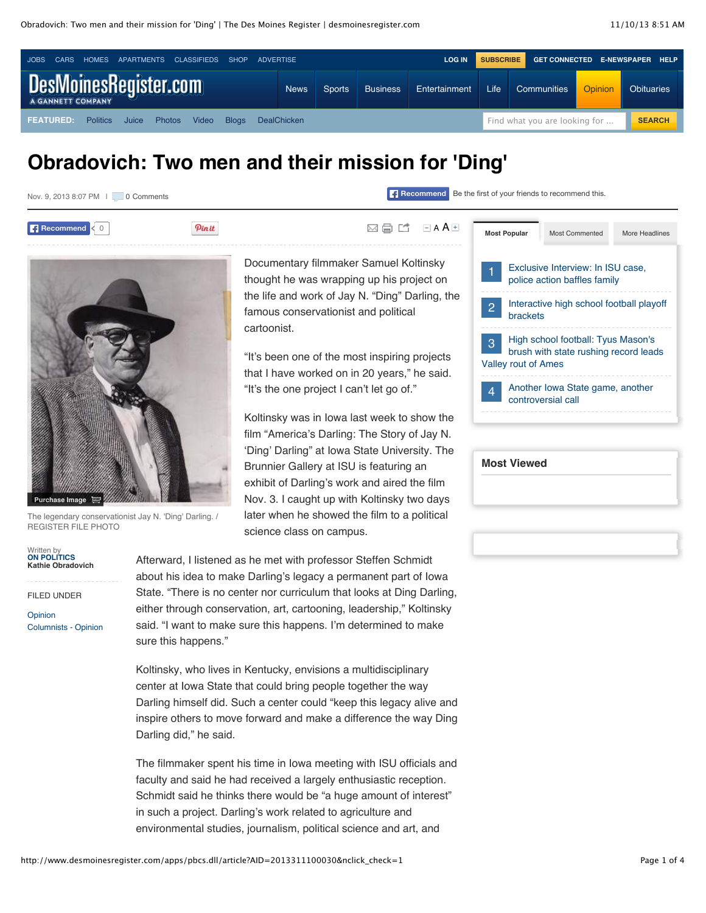# Obradovich: Two men and their mission for 'Ding'

Nov. 9, 2013 8:07 PM | 0 Comments

The legendary conservationist Jay N. 'Ding' Darling. / REGISTER FILE PHOTO

Written by
**ON POLITICS**
**Kathie Obradovich**

FILED UNDER

Opinion
Columnists - Opinion

Documentary filmmaker Samuel Koltinsky thought he was wrapping up his project on the life and work of Jay N. "Ding" Darling, the famous conservationist and political cartoonist.

"It's been one of the most inspiring projects that I have worked on in 20 years," he said. "It's the one project I can't let go of."

Koltinsky was in Iowa last week to show the film "America's Darling: The Story of Jay N. 'Ding' Darling" at Iowa State University. The Brunnier Gallery at ISU is featuring an exhibit of Darling's work and aired the film Nov. 3. I caught up with Koltinsky two days later when he showed the film to a political science class on campus.

Afterward, I listened as he met with professor Steffen Schmidt about his idea to make Darling's legacy a permanent part of Iowa State. "There is no center nor curriculum that looks at Ding Darling, either through conservation, art, cartooning, leadership," Koltinsky said. "I want to make sure this happens. I'm determined to make sure this happens."

Koltinsky, who lives in Kentucky, envisions a multidisciplinary center at Iowa State that could bring people together the way Darling himself did. Such a center could "keep this legacy alive and inspire others to move forward and make a difference the way Ding Darling did," he said.

The filmmaker spent his time in Iowa meeting with ISU officials and faculty and said he had received a largely enthusiastic reception. Schmidt said he thinks there would be "a huge amount of interest" in such a project. Darling's work related to agriculture and environmental studies, journalism, political science and art, and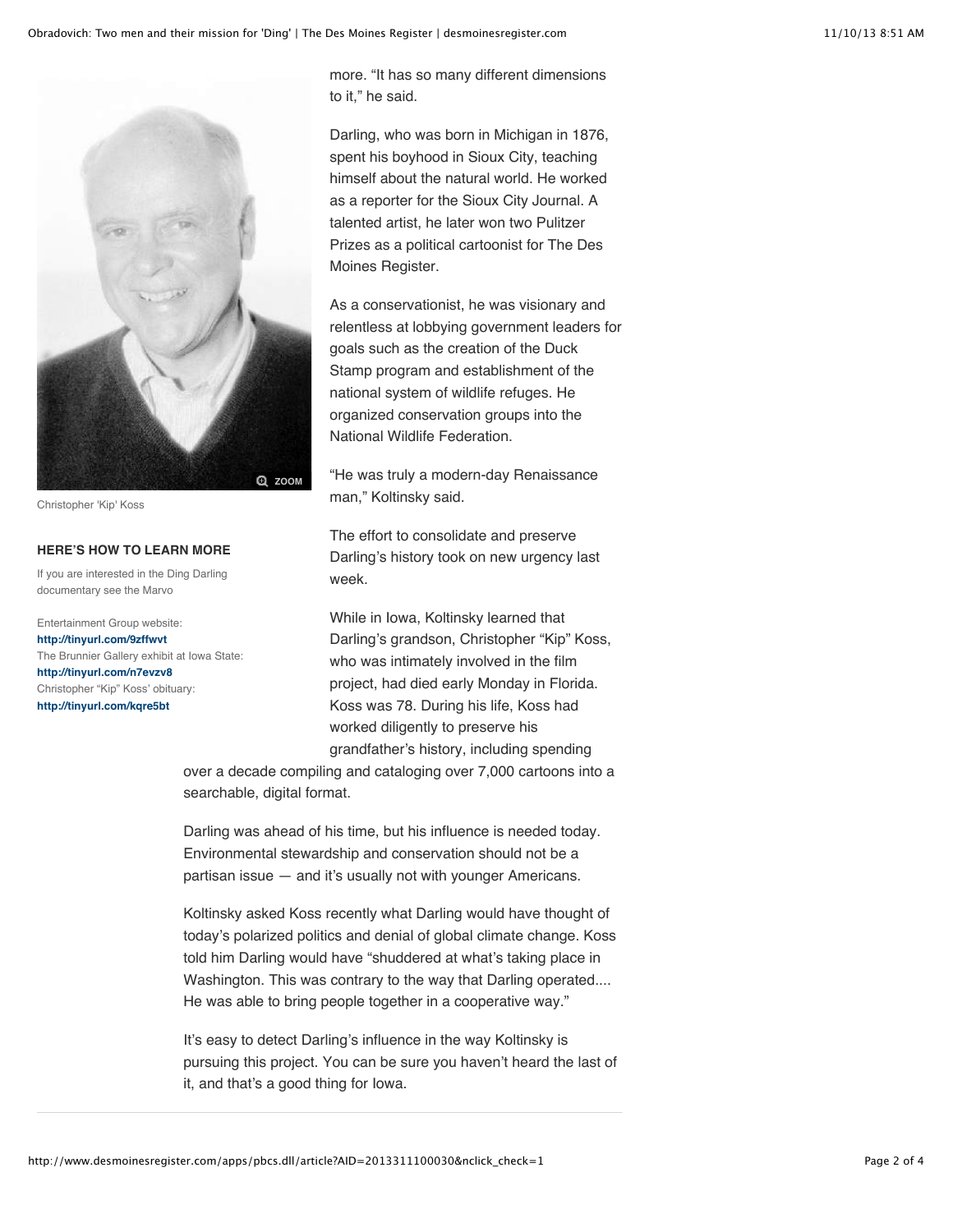more. "It has so many different dimensions to it," he said.

Darling, who was born in Michigan in 1876, spent his boyhood in Sioux City, teaching himself about the natural world. He worked as a reporter for the Sioux City Journal. A talented artist, he later won two Pulitzer Prizes as a political cartoonist for The Des Moines Register.

As a conservationist, he was visionary and relentless at lobbying government leaders for goals such as the creation of the Duck Stamp program and establishment of the national system of wildlife refuges. He organized conservation groups into the National Wildlife Federation.

"He was truly a modern-day Renaissance man," Koltinsky said.

The effort to consolidate and preserve Darling's history took on new urgency last week.

While in Iowa, Koltinsky learned that Darling's grandson, Christopher "Kip" Koss, who was intimately involved in the film project, had died early Monday in Florida. Koss was 78. During his life, Koss had worked diligently to preserve his grandfather's history, including spending over a decade compiling and cataloging over 7,000 cartoons into a searchable, digital format.

Darling was ahead of his time, but his influence is needed today. Environmental stewardship and conservation should not be a partisan issue — and it's usually not with younger Americans.

Koltinsky asked Koss recently what Darling would have thought of today's polarized politics and denial of global climate change. Koss told him Darling would have "shuddered at what's taking place in Washington. This was contrary to the way that Darling operated.... He was able to bring people together in a cooperative way."

It's easy to detect Darling's influence in the way Koltinsky is pursuing this project. You can be sure you haven't heard the last of it, and that's a good thing for Iowa.

Christopher 'Kip' Koss

**HERE'S HOW TO LEARN MORE**

If you are interested in the Ding Darling documentary see the Marvo

Entertainment Group website:
**http://tinyurl.com/9zffwvt**
The Brunnier Gallery exhibit at Iowa State:
**http://tinyurl.com/n7evzv8**
Christopher "Kip" Koss' obituary:
**http://tinyurl.com/kqre5bt**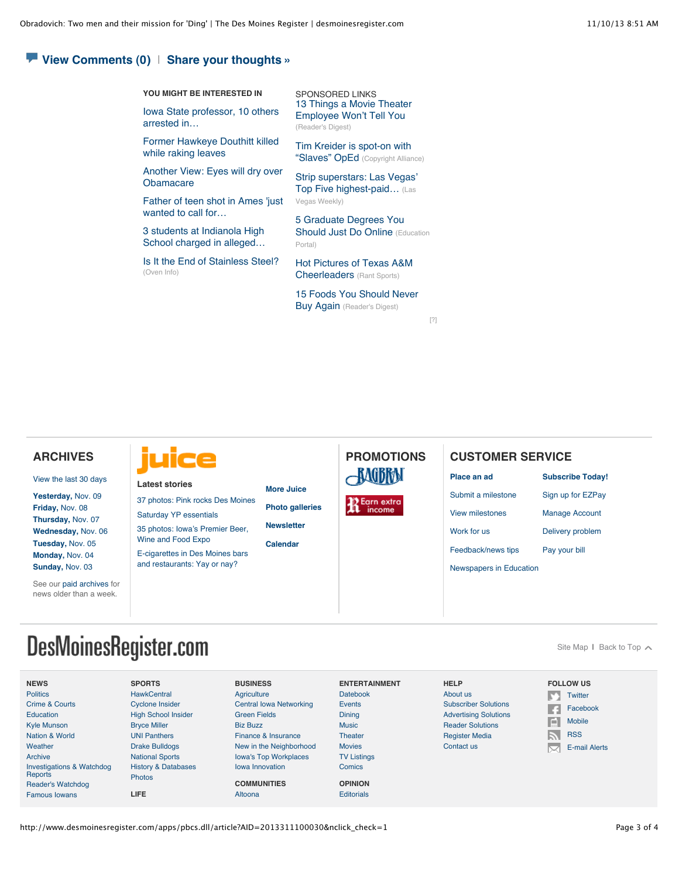**View Comments (0)** | **Share your thoughts »**

**YOU MIGHT BE INTERESTED IN**

- Iowa State professor, 10 others arrested in…
- Former Hawkeye Douthitt killed while raking leaves
- Another View: Eyes will dry over Obamacare
- Father of teen shot in Ames 'just wanted to call for…
- 3 students at Indianola High School charged in alleged…
- Is It the End of Stainless Steel? (Oven Info)

SPONSORED LINKS

- 13 Things a Movie Theater Employee Won't Tell You (Reader's Digest)
- Tim Kreider is spot-on with "Slaves" OpEd (Copyright Alliance)
- Strip superstars: Las Vegas' Top Five highest-paid… (Las Vegas Weekly)
- 5 Graduate Degrees You Should Just Do Online (Education Portal)
- Hot Pictures of Texas A&M Cheerleaders (Rant Sports)
- 15 Foods You Should Never Buy Again (Reader's Digest)

[?]

## ARCHIVES

View the last 30 days

- **Yesterday,** Nov. 09
- **Friday,** Nov. 08
- **Thursday,** Nov. 07
- **Wednesday,** Nov. 06
- **Tuesday,** Nov. 05
- **Monday,** Nov. 04
- **Sunday,** Nov. 03

See our paid archives for news older than a week.

## juice

**Latest stories**

- 37 photos: Pink rocks Des Moines
- Saturday YP essentials
- 35 photos: Iowa's Premier Beer, Wine and Food Expo
- E-cigarettes in Des Moines bars and restaurants: Yay or nay?

**More Juice**

**Photo galleries**

**Newsletter**

**Calendar**

## PROMOTIONS

RAGBRAI

Earn extra income

## CUSTOMER SERVICE

- **Place an ad**
- Submit a milestone
- View milestones
- Work for us
- Feedback/news tips
- Newspapers in Education

- **Subscribe Today!**
- Sign up for EZPay
- Manage Account
- Delivery problem
- Pay your bill

# DesMoinesRegister.com

Site Map | Back to Top

**NEWS**
- Politics
- Crime & Courts
- Education
- Kyle Munson
- Nation & World
- Weather
- Archive
- Investigations & Watchdog Reports
- Reader's Watchdog
- Famous Iowans

**SPORTS**
- HawkCentral
- Cyclone Insider
- High School Insider
- Bryce Miller
- UNI Panthers
- Drake Bulldogs
- National Sports
- History & Databases
- Photos

**LIFE**

**BUSINESS**
- Agriculture
- Central Iowa Networking
- Green Fields
- Biz Buzz
- Finance & Insurance
- New in the Neighborhood
- Iowa's Top Workplaces
- Iowa Innovation

**COMMUNITIES**
- Altoona

**ENTERTAINMENT**
- Datebook
- Events
- Dining
- Music
- Theater
- Movies
- TV Listings
- Comics

**OPINION**
- Editorials

**HELP**
- About us
- Subscriber Solutions
- Advertising Solutions
- Reader Solutions
- Register Media
- Contact us

**FOLLOW US**
- Twitter
- Facebook
- Mobile
- RSS
- E-mail Alerts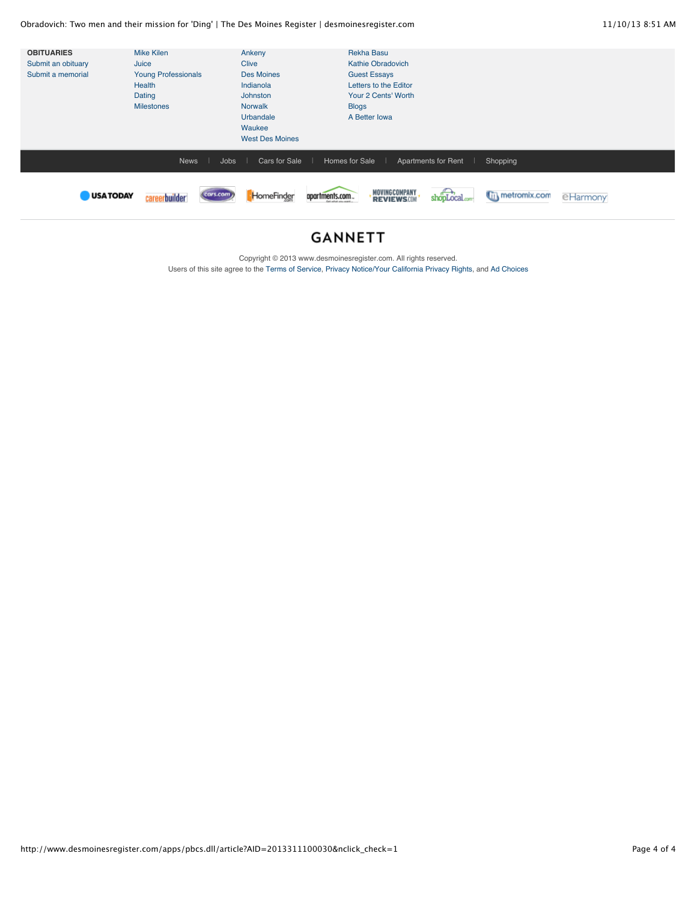**OBITUARIES**
Submit an obituary
Submit a memorial

Mike Kilen
Juice
Young Professionals
Health
Dating
Milestones

Ankeny
Clive
Des Moines
Indianola
Johnston
Norwalk
Urbandale
Waukee
West Des Moines

Rekha Basu
Kathie Obradovich
Guest Essays
Letters to the Editor
Your 2 Cents' Worth
Blogs
A Better Iowa

News | Jobs | Cars for Sale | Homes for Sale | Apartments for Rent | Shopping

USA TODAY | careerbuilder | cars.com | HomeFinder.com | apartments.com | MOVINGCOMPANY REVIEWS.COM | shopLocal.com | metromix.com | eHarmony

GANNETT

Copyright © 2013 www.desmoinesregister.com. All rights reserved.
Users of this site agree to the Terms of Service, Privacy Notice/Your California Privacy Rights, and Ad Choices